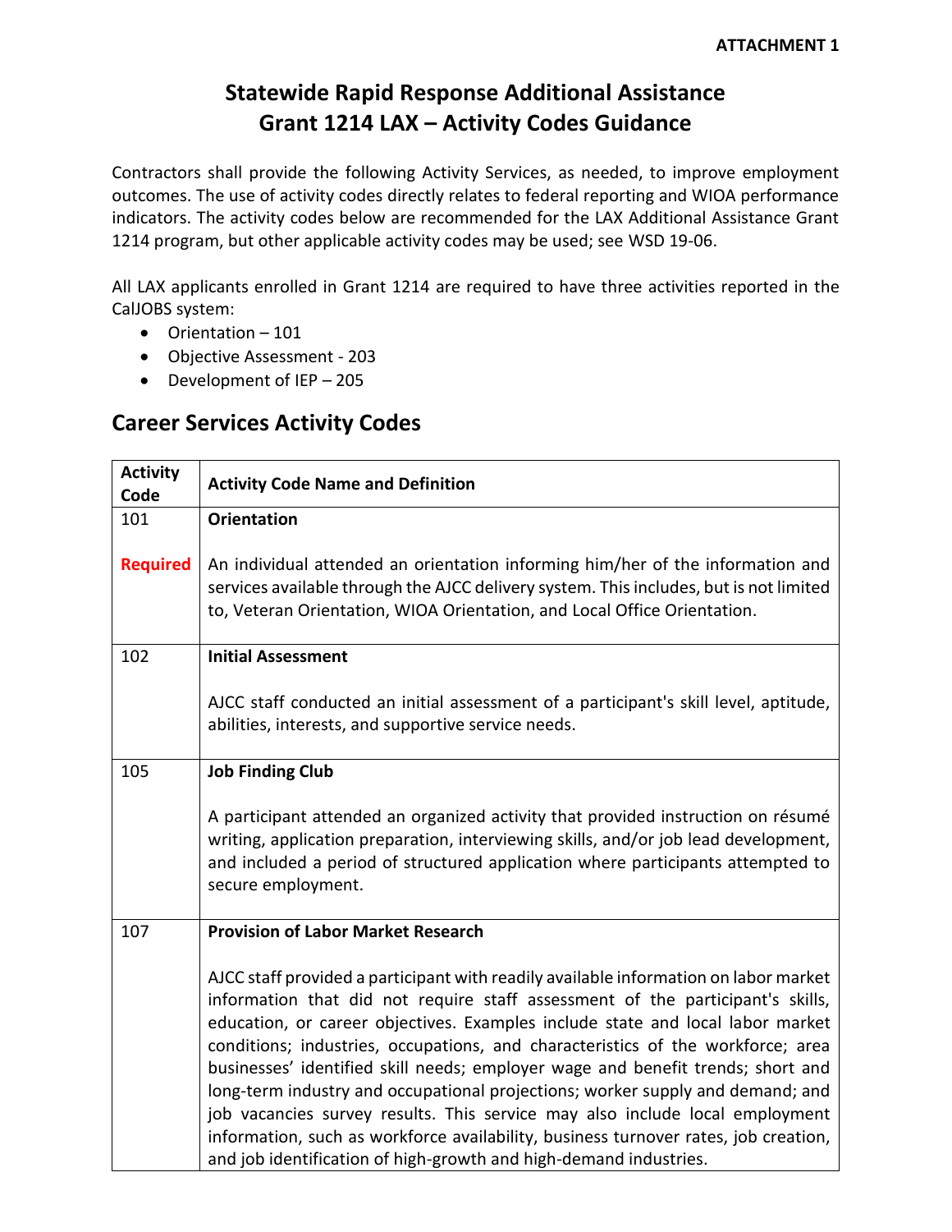**ATTACHMENT 1**

# Statewide Rapid Response Additional Assistance Grant 1214 LAX – Activity Codes Guidance

Contractors shall provide the following Activity Services, as needed, to improve employment outcomes. The use of activity codes directly relates to federal reporting and WIOA performance indicators. The activity codes below are recommended for the LAX Additional Assistance Grant 1214 program, but other applicable activity codes may be used; see WSD 19-06.

All LAX applicants enrolled in Grant 1214 are required to have three activities reported in the CalJOBS system:

- Orientation – 101
- Objective Assessment - 203
- Development of IEP – 205

## Career Services Activity Codes

| Activity Code | Activity Code Name and Definition |
|---|---|
| 101<br><br>**Required** | **Orientation**<br><br>An individual attended an orientation informing him/her of the information and services available through the AJCC delivery system. This includes, but is not limited to, Veteran Orientation, WIOA Orientation, and Local Office Orientation. |
| 102 | **Initial Assessment**<br><br>AJCC staff conducted an initial assessment of a participant's skill level, aptitude, abilities, interests, and supportive service needs. |
| 105 | **Job Finding Club**<br><br>A participant attended an organized activity that provided instruction on résumé writing, application preparation, interviewing skills, and/or job lead development, and included a period of structured application where participants attempted to secure employment. |
| 107 | **Provision of Labor Market Research**<br><br>AJCC staff provided a participant with readily available information on labor market information that did not require staff assessment of the participant's skills, education, or career objectives. Examples include state and local labor market conditions; industries, occupations, and characteristics of the workforce; area businesses' identified skill needs; employer wage and benefit trends; short and long-term industry and occupational projections; worker supply and demand; and job vacancies survey results. This service may also include local employment information, such as workforce availability, business turnover rates, job creation, and job identification of high-growth and high-demand industries. |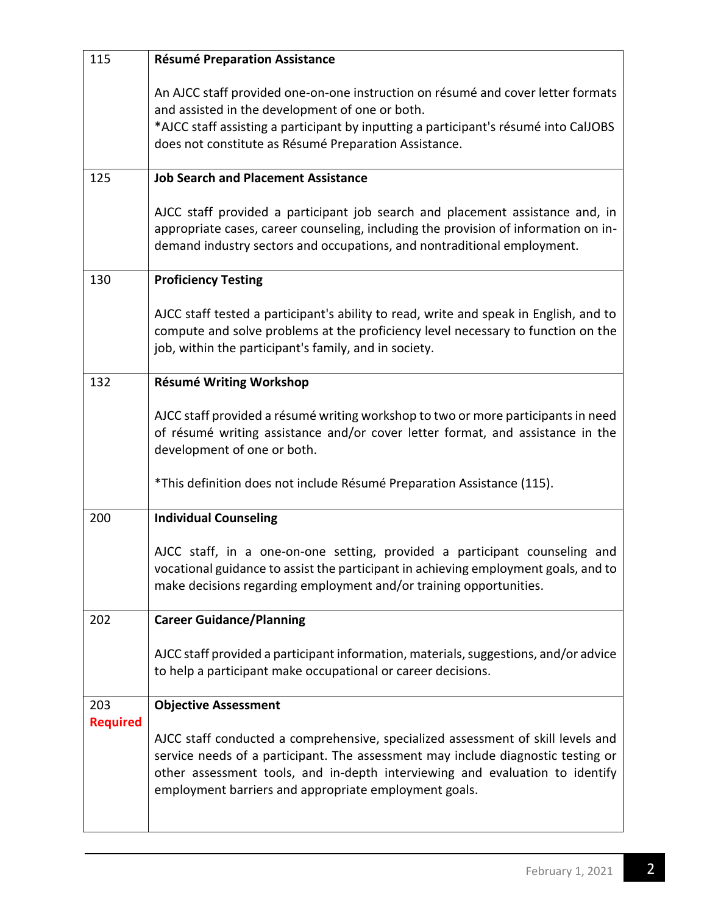| | |
|---|---|
| 115 | **Résumé Preparation Assistance**<br><br>An AJCC staff provided one-on-one instruction on résumé and cover letter formats and assisted in the development of one or both.<br>*AJCC staff assisting a participant by inputting a participant's résumé into CalJOBS does not constitute as Résumé Preparation Assistance. |
| 125 | **Job Search and Placement Assistance**<br><br>AJCC staff provided a participant job search and placement assistance and, in appropriate cases, career counseling, including the provision of information on in-demand industry sectors and occupations, and nontraditional employment. |
| 130 | **Proficiency Testing**<br><br>AJCC staff tested a participant's ability to read, write and speak in English, and to compute and solve problems at the proficiency level necessary to function on the job, within the participant's family, and in society. |
| 132 | **Résumé Writing Workshop**<br><br>AJCC staff provided a résumé writing workshop to two or more participants in need of résumé writing assistance and/or cover letter format, and assistance in the development of one or both.<br><br>*This definition does not include Résumé Preparation Assistance (115). |
| 200 | **Individual Counseling**<br><br>AJCC staff, in a one-on-one setting, provided a participant counseling and vocational guidance to assist the participant in achieving employment goals, and to make decisions regarding employment and/or training opportunities. |
| 202 | **Career Guidance/Planning**<br><br>AJCC staff provided a participant information, materials, suggestions, and/or advice to help a participant make occupational or career decisions. |
| 203<br>**Required** | **Objective Assessment**<br><br>AJCC staff conducted a comprehensive, specialized assessment of skill levels and service needs of a participant. The assessment may include diagnostic testing or other assessment tools, and in-depth interviewing and evaluation to identify employment barriers and appropriate employment goals. |

February 1, 2021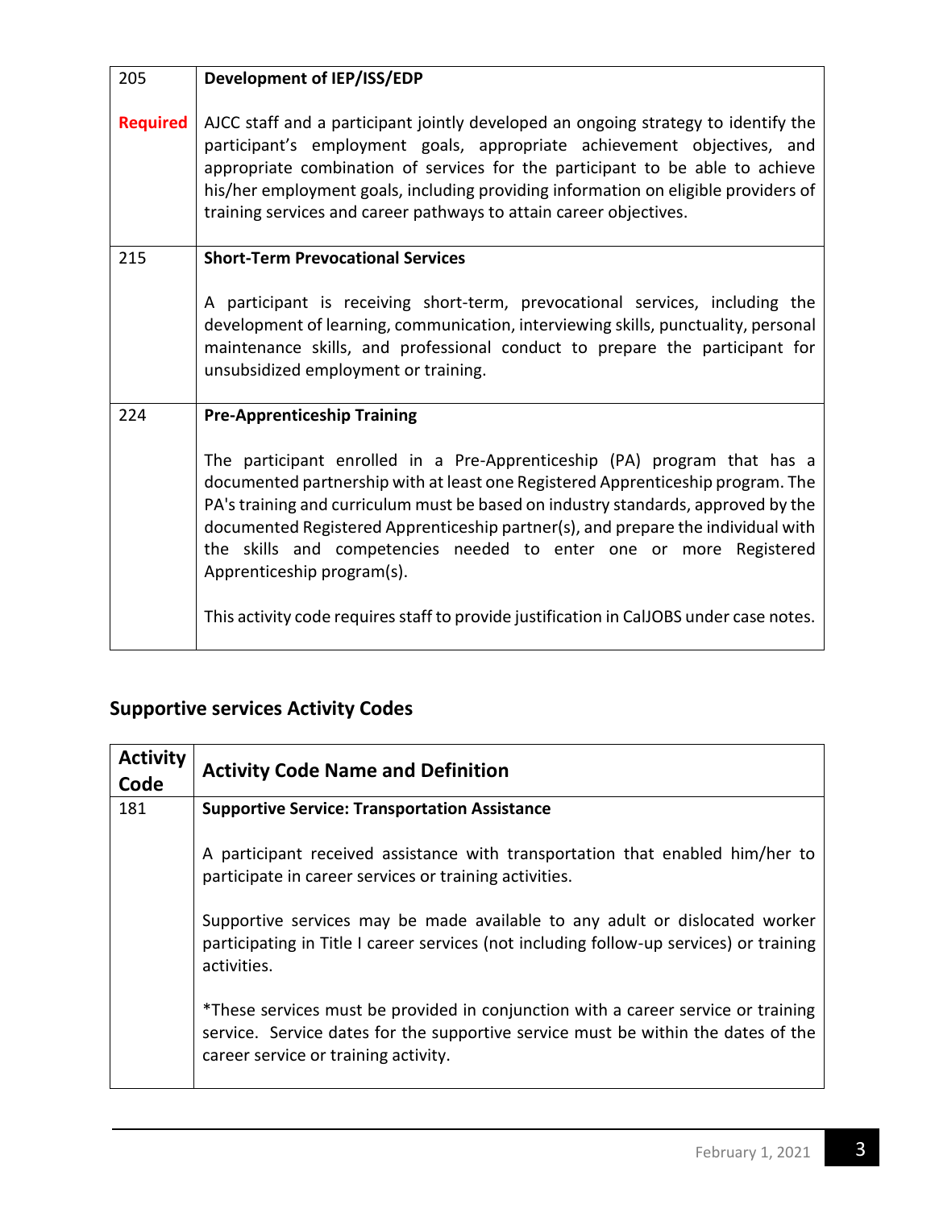| | |
|---|---|
| 205<br><br>**Required** | **Development of IEP/ISS/EDP**<br><br>AJCC staff and a participant jointly developed an ongoing strategy to identify the participant's employment goals, appropriate achievement objectives, and appropriate combination of services for the participant to be able to achieve his/her employment goals, including providing information on eligible providers of training services and career pathways to attain career objectives. |
| 215 | **Short-Term Prevocational Services**<br><br>A participant is receiving short-term, prevocational services, including the development of learning, communication, interviewing skills, punctuality, personal maintenance skills, and professional conduct to prepare the participant for unsubsidized employment or training. |
| 224 | **Pre-Apprenticeship Training**<br><br>The participant enrolled in a Pre-Apprenticeship (PA) program that has a documented partnership with at least one Registered Apprenticeship program. The PA's training and curriculum must be based on industry standards, approved by the documented Registered Apprenticeship partner(s), and prepare the individual with the skills and competencies needed to enter one or more Registered Apprenticeship program(s).<br><br>This activity code requires staff to provide justification in CalJOBS under case notes. |

## Supportive services Activity Codes

| Activity Code | Activity Code Name and Definition |
|---|---|
| 181 | **Supportive Service: Transportation Assistance**<br><br>A participant received assistance with transportation that enabled him/her to participate in career services or training activities.<br><br>Supportive services may be made available to any adult or dislocated worker participating in Title I career services (not including follow-up services) or training activities.<br><br>*These services must be provided in conjunction with a career service or training service. Service dates for the supportive service must be within the dates of the career service or training activity. |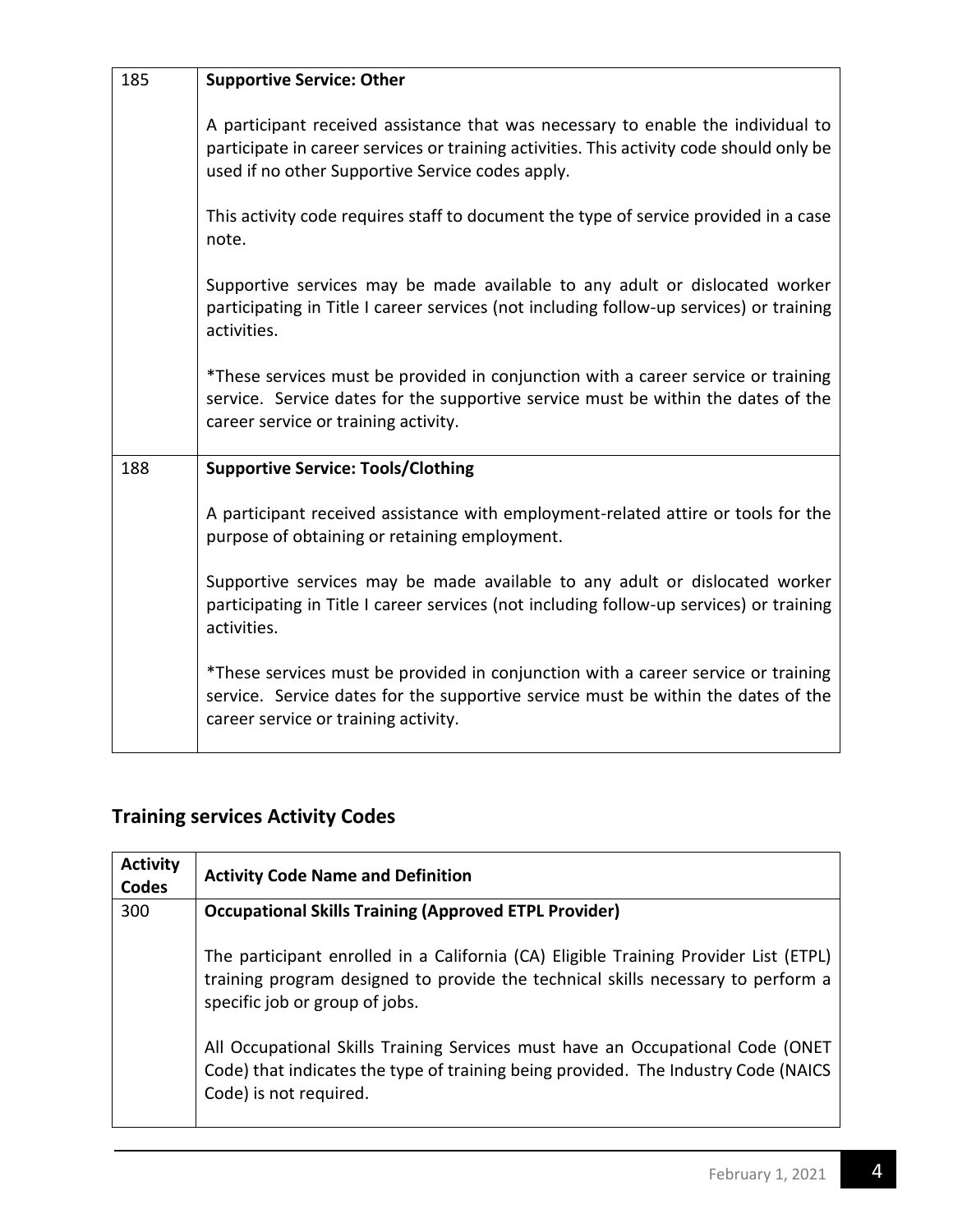| | |
|---|---|
| 185 | **Supportive Service: Other**<br><br>A participant received assistance that was necessary to enable the individual to participate in career services or training activities. This activity code should only be used if no other Supportive Service codes apply.<br><br>This activity code requires staff to document the type of service provided in a case note.<br><br>Supportive services may be made available to any adult or dislocated worker participating in Title I career services (not including follow-up services) or training activities.<br><br>*These services must be provided in conjunction with a career service or training service. Service dates for the supportive service must be within the dates of the career service or training activity. |
| 188 | **Supportive Service: Tools/Clothing**<br><br>A participant received assistance with employment-related attire or tools for the purpose of obtaining or retaining employment.<br><br>Supportive services may be made available to any adult or dislocated worker participating in Title I career services (not including follow-up services) or training activities.<br><br>*These services must be provided in conjunction with a career service or training service. Service dates for the supportive service must be within the dates of the career service or training activity. |

## Training services Activity Codes

| Activity Codes | Activity Code Name and Definition |
|---|---|
| 300 | **Occupational Skills Training (Approved ETPL Provider)**<br><br>The participant enrolled in a California (CA) Eligible Training Provider List (ETPL) training program designed to provide the technical skills necessary to perform a specific job or group of jobs.<br><br>All Occupational Skills Training Services must have an Occupational Code (ONET Code) that indicates the type of training being provided. The Industry Code (NAICS Code) is not required. |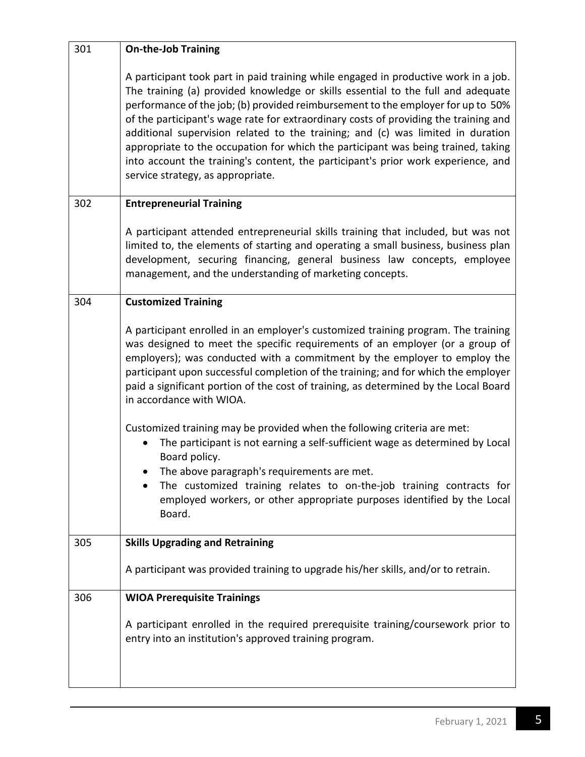| | |
|---|---|
| 301 | **On-the-Job Training**<br><br>A participant took part in paid training while engaged in productive work in a job. The training (a) provided knowledge or skills essential to the full and adequate performance of the job; (b) provided reimbursement to the employer for up to 50% of the participant's wage rate for extraordinary costs of providing the training and additional supervision related to the training; and (c) was limited in duration appropriate to the occupation for which the participant was being trained, taking into account the training's content, the participant's prior work experience, and service strategy, as appropriate. |
| 302 | **Entrepreneurial Training**<br><br>A participant attended entrepreneurial skills training that included, but was not limited to, the elements of starting and operating a small business, business plan development, securing financing, general business law concepts, employee management, and the understanding of marketing concepts. |
| 304 | **Customized Training**<br><br>A participant enrolled in an employer's customized training program. The training was designed to meet the specific requirements of an employer (or a group of employers); was conducted with a commitment by the employer to employ the participant upon successful completion of the training; and for which the employer paid a significant portion of the cost of training, as determined by the Local Board in accordance with WIOA.<br><br>Customized training may be provided when the following criteria are met:<br>• The participant is not earning a self-sufficient wage as determined by Local Board policy.<br>• The above paragraph's requirements are met.<br>• The customized training relates to on-the-job training contracts for employed workers, or other appropriate purposes identified by the Local Board. |
| 305 | **Skills Upgrading and Retraining**<br><br>A participant was provided training to upgrade his/her skills, and/or to retrain. |
| 306 | **WIOA Prerequisite Trainings**<br><br>A participant enrolled in the required prerequisite training/coursework prior to entry into an institution's approved training program. |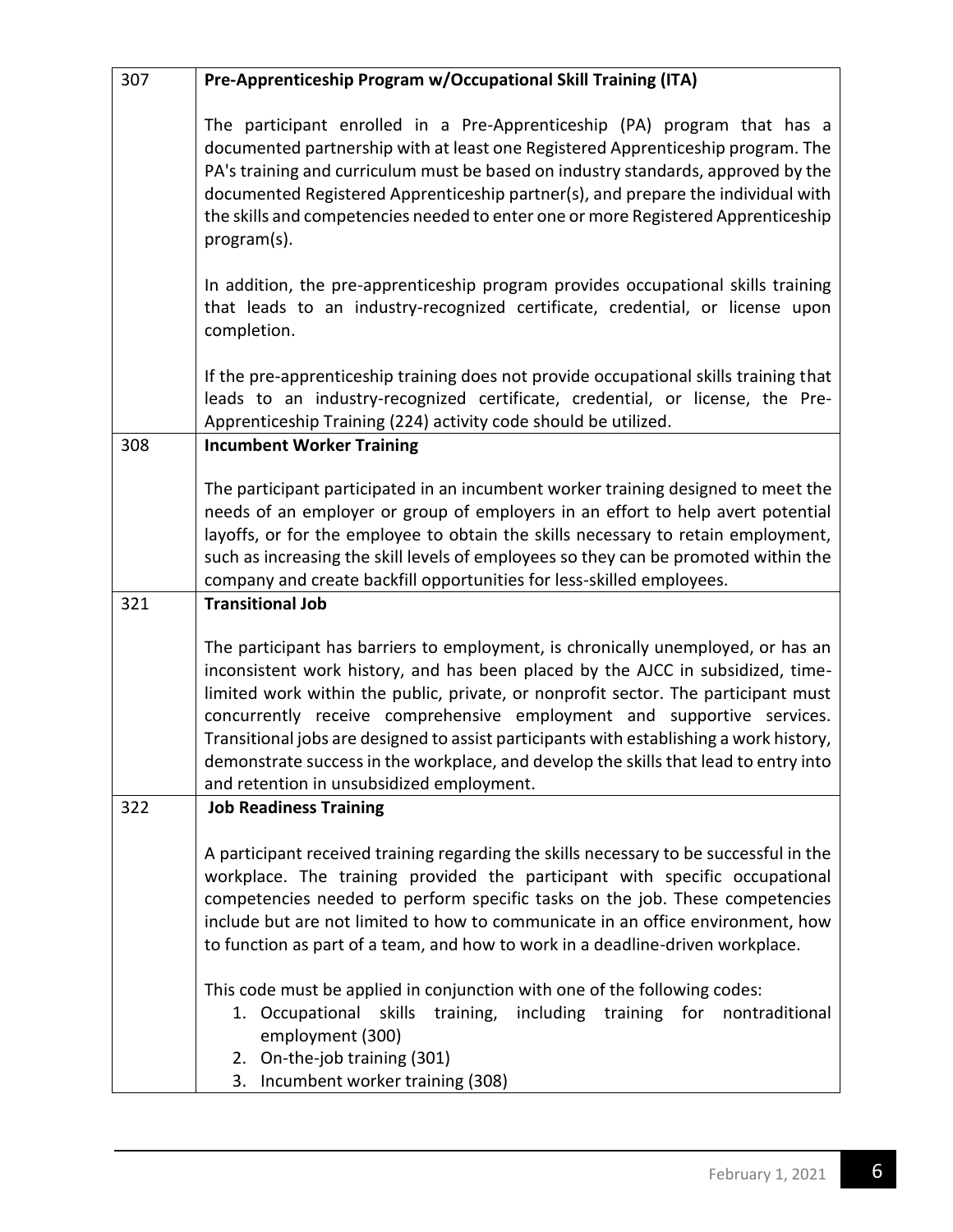| | |
|---|---|
| 307 | **Pre-Apprenticeship Program w/Occupational Skill Training (ITA)**<br><br>The participant enrolled in a Pre-Apprenticeship (PA) program that has a documented partnership with at least one Registered Apprenticeship program. The PA's training and curriculum must be based on industry standards, approved by the documented Registered Apprenticeship partner(s), and prepare the individual with the skills and competencies needed to enter one or more Registered Apprenticeship program(s).<br><br>In addition, the pre-apprenticeship program provides occupational skills training that leads to an industry-recognized certificate, credential, or license upon completion.<br><br>If the pre-apprenticeship training does not provide occupational skills training that leads to an industry-recognized certificate, credential, or license, the Pre-Apprenticeship Training (224) activity code should be utilized. |
| 308 | **Incumbent Worker Training**<br><br>The participant participated in an incumbent worker training designed to meet the needs of an employer or group of employers in an effort to help avert potential layoffs, or for the employee to obtain the skills necessary to retain employment, such as increasing the skill levels of employees so they can be promoted within the company and create backfill opportunities for less-skilled employees. |
| 321 | **Transitional Job**<br><br>The participant has barriers to employment, is chronically unemployed, or has an inconsistent work history, and has been placed by the AJCC in subsidized, time-limited work within the public, private, or nonprofit sector. The participant must concurrently receive comprehensive employment and supportive services. Transitional jobs are designed to assist participants with establishing a work history, demonstrate success in the workplace, and develop the skills that lead to entry into and retention in unsubsidized employment. |
| 322 | **Job Readiness Training**<br><br>A participant received training regarding the skills necessary to be successful in the workplace. The training provided the participant with specific occupational competencies needed to perform specific tasks on the job. These competencies include but are not limited to how to communicate in an office environment, how to function as part of a team, and how to work in a deadline-driven workplace.<br><br>This code must be applied in conjunction with one of the following codes:<br>1. Occupational skills training, including training for nontraditional employment (300)<br>2. On-the-job training (301)<br>3. Incumbent worker training (308) |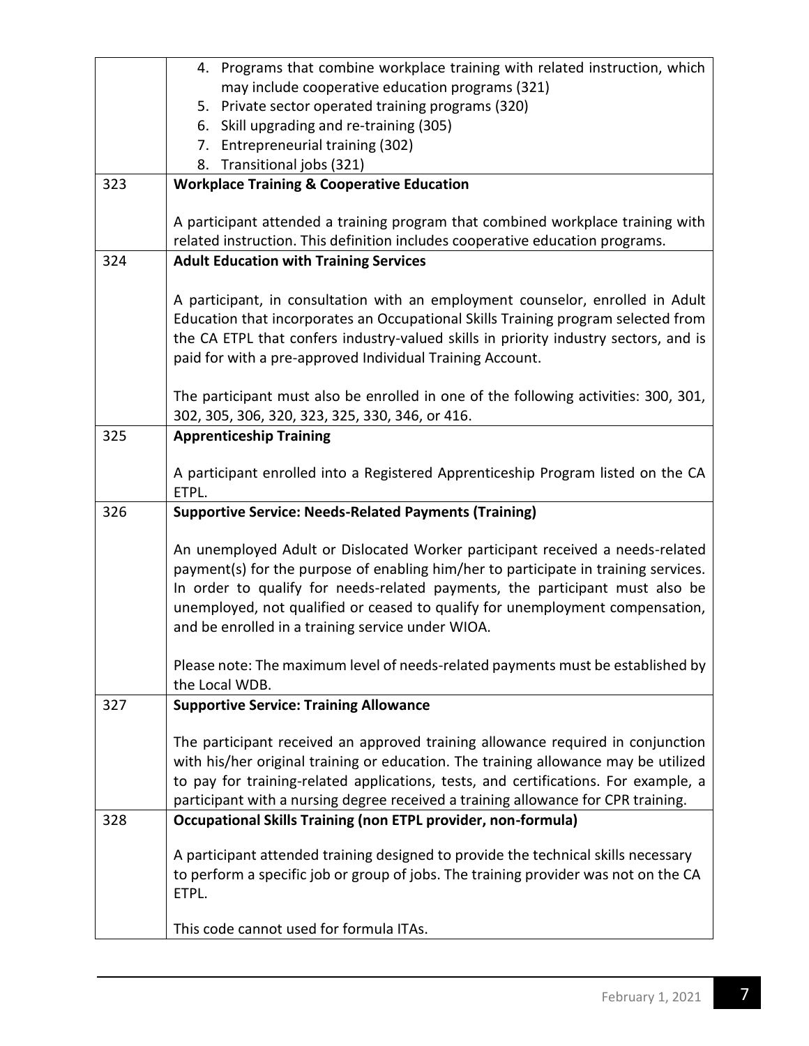| | |
|---|---|
| | 4. Programs that combine workplace training with related instruction, which may include cooperative education programs (321)<br>5. Private sector operated training programs (320)<br>6. Skill upgrading and re-training (305)<br>7. Entrepreneurial training (302)<br>8. Transitional jobs (321) |
| 323 | **Workplace Training & Cooperative Education**<br><br>A participant attended a training program that combined workplace training with related instruction. This definition includes cooperative education programs. |
| 324 | **Adult Education with Training Services**<br><br>A participant, in consultation with an employment counselor, enrolled in Adult Education that incorporates an Occupational Skills Training program selected from the CA ETPL that confers industry-valued skills in priority industry sectors, and is paid for with a pre-approved Individual Training Account.<br><br>The participant must also be enrolled in one of the following activities: 300, 301, 302, 305, 306, 320, 323, 325, 330, 346, or 416. |
| 325 | **Apprenticeship Training**<br><br>A participant enrolled into a Registered Apprenticeship Program listed on the CA ETPL. |
| 326 | **Supportive Service: Needs-Related Payments (Training)**<br><br>An unemployed Adult or Dislocated Worker participant received a needs-related payment(s) for the purpose of enabling him/her to participate in training services. In order to qualify for needs-related payments, the participant must also be unemployed, not qualified or ceased to qualify for unemployment compensation, and be enrolled in a training service under WIOA.<br><br>Please note: The maximum level of needs-related payments must be established by the Local WDB. |
| 327 | **Supportive Service: Training Allowance**<br><br>The participant received an approved training allowance required in conjunction with his/her original training or education. The training allowance may be utilized to pay for training-related applications, tests, and certifications. For example, a participant with a nursing degree received a training allowance for CPR training. |
| 328 | **Occupational Skills Training (non ETPL provider, non-formula)**<br><br>A participant attended training designed to provide the technical skills necessary to perform a specific job or group of jobs. The training provider was not on the CA ETPL.<br><br>This code cannot used for formula ITAs. |